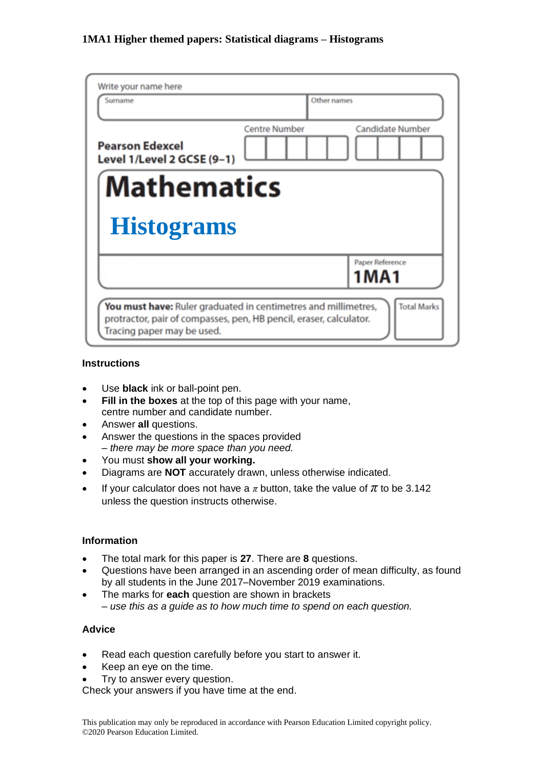**1MA1 Higher themed papers: Statistical diagrams – Histograms**

Write your name here

| Surname | Other names |
|---|---|
| | |

**Pearson Edexcel**
**Level 1/Level 2 GCSE (9–1)**

Centre Number | Candidate Number

# Mathematics

# Histograms

Paper Reference
**1MA1**

**You must have:** Ruler graduated in centimetres and millimetres, protractor, pair of compasses, pen, HB pencil, eraser, calculator. Tracing paper may be used.

Total Marks

### Instructions

- Use **black** ink or ball-point pen.
- **Fill in the boxes** at the top of this page with your name, centre number and candidate number.
- Answer **all** questions.
- Answer the questions in the spaces provided
  *– there may be more space than you need.*
- You must **show all your working.**
- Diagrams are **NOT** accurately drawn, unless otherwise indicated.
- If your calculator does not have a $\pi$ button, take the value of $\pi$ to be 3.142 unless the question instructs otherwise.

### Information

- The total mark for this paper is **27**. There are **8** questions.
- Questions have been arranged in an ascending order of mean difficulty, as found by all students in the June 2017–November 2019 examinations.
- The marks for **each** question are shown in brackets
  *– use this as a guide as to how much time to spend on each question.*

### Advice

- Read each question carefully before you start to answer it.
- Keep an eye on the time.
- Try to answer every question.

Check your answers if you have time at the end.

This publication may only be reproduced in accordance with Pearson Education Limited copyright policy.
©2020 Pearson Education Limited.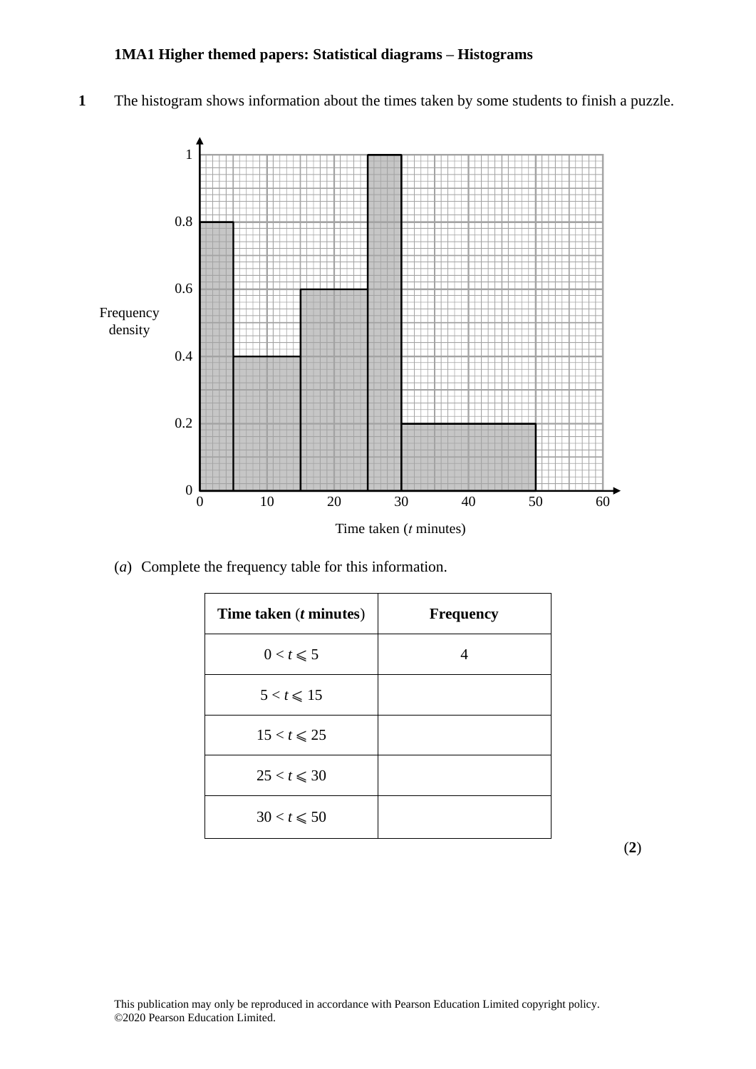**1MA1 Higher themed papers: Statistical diagrams – Histograms**

**1** The histogram shows information about the times taken by some students to finish a puzzle.

(*a*) Complete the frequency table for this information.

| **Time taken ($t$ minutes)** | **Frequency** |
|---|---|
| $0 < t \leqslant 5$ | 4 |
| $5 < t \leqslant 15$ | |
| $15 < t \leqslant 25$ | |
| $25 < t \leqslant 30$ | |
| $30 < t \leqslant 50$ | |

**(2)**

This publication may only be reproduced in accordance with Pearson Education Limited copyright policy.
©2020 Pearson Education Limited.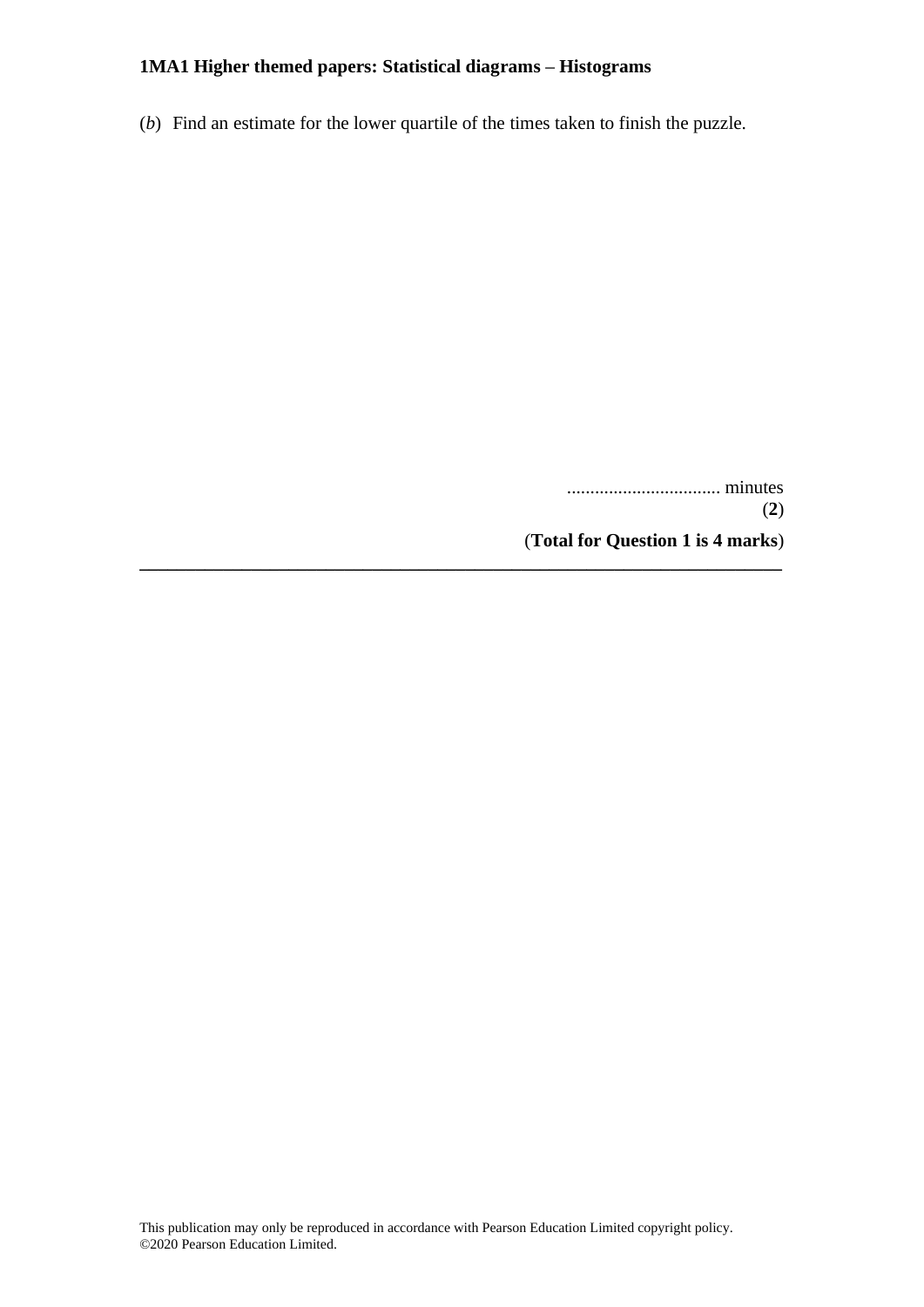(*b*) Find an estimate for the lower quartile of the times taken to finish the puzzle.

................................ minutes
(**2**)

(**Total for Question 1 is 4 marks**)

---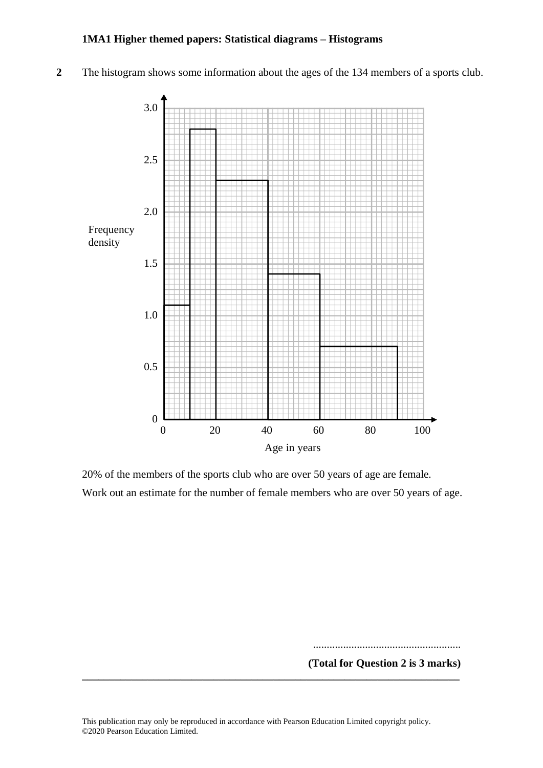**1MA1 Higher themed papers: Statistical diagrams – Histograms**

**2** The histogram shows some information about the ages of the 134 members of a sports club.

20% of the members of the sports club who are over 50 years of age are female.

Work out an estimate for the number of female members who are over 50 years of age.

......................................................

**(Total for Question 2 is 3 marks)**

---

This publication may only be reproduced in accordance with Pearson Education Limited copyright policy.
©2020 Pearson Education Limited.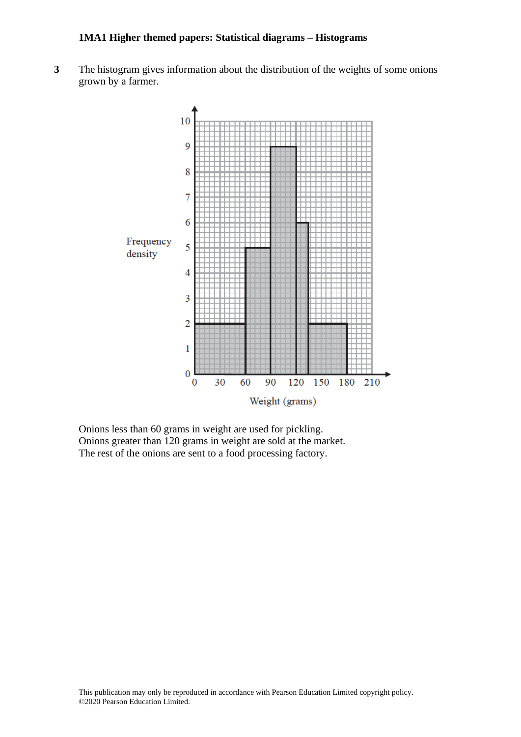**3** The histogram gives information about the distribution of the weights of some onions grown by a farmer.

Onions less than 60 grams in weight are used for pickling.
Onions greater than 120 grams in weight are sold at the market.
The rest of the onions are sent to a food processing factory.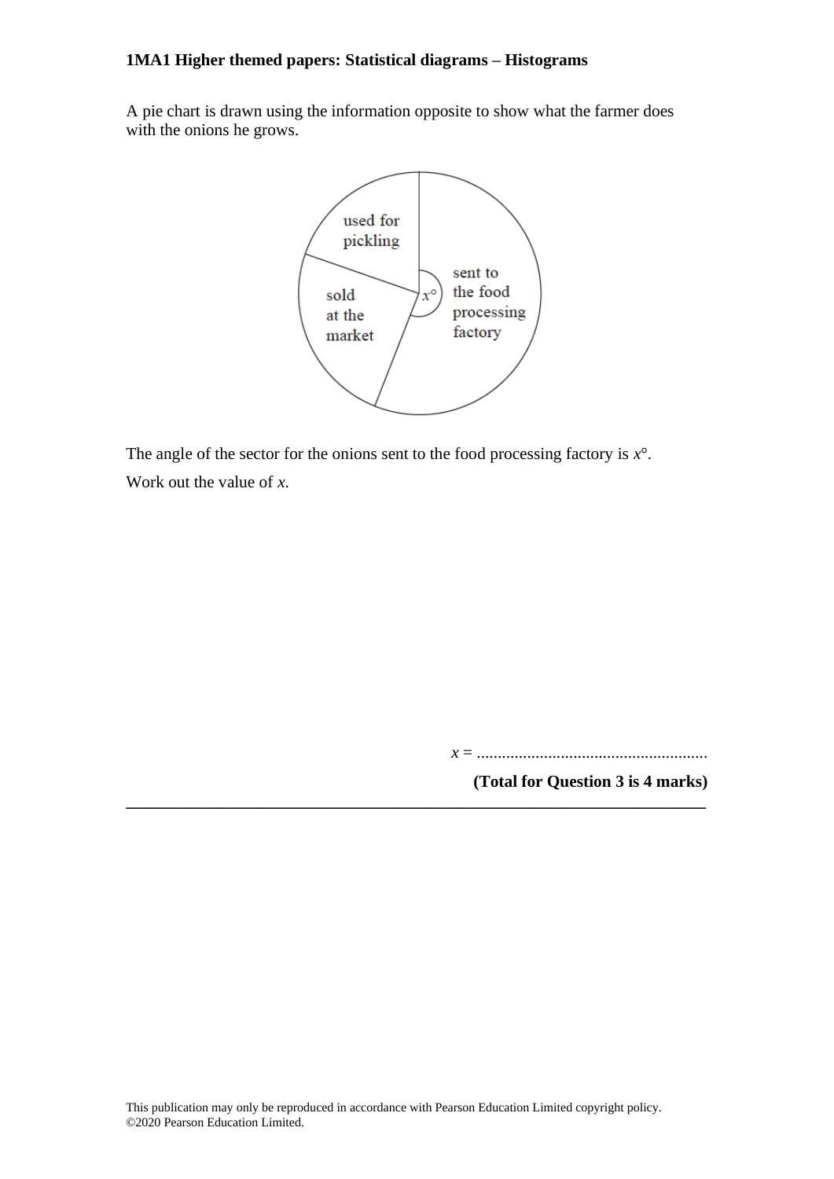A pie chart is drawn using the information opposite to show what the farmer does with the onions he grows.

The angle of the sector for the onions sent to the food processing factory is $x°$.

Work out the value of $x$.

$x$ = .......................................................

**(Total for Question 3 is 4 marks)**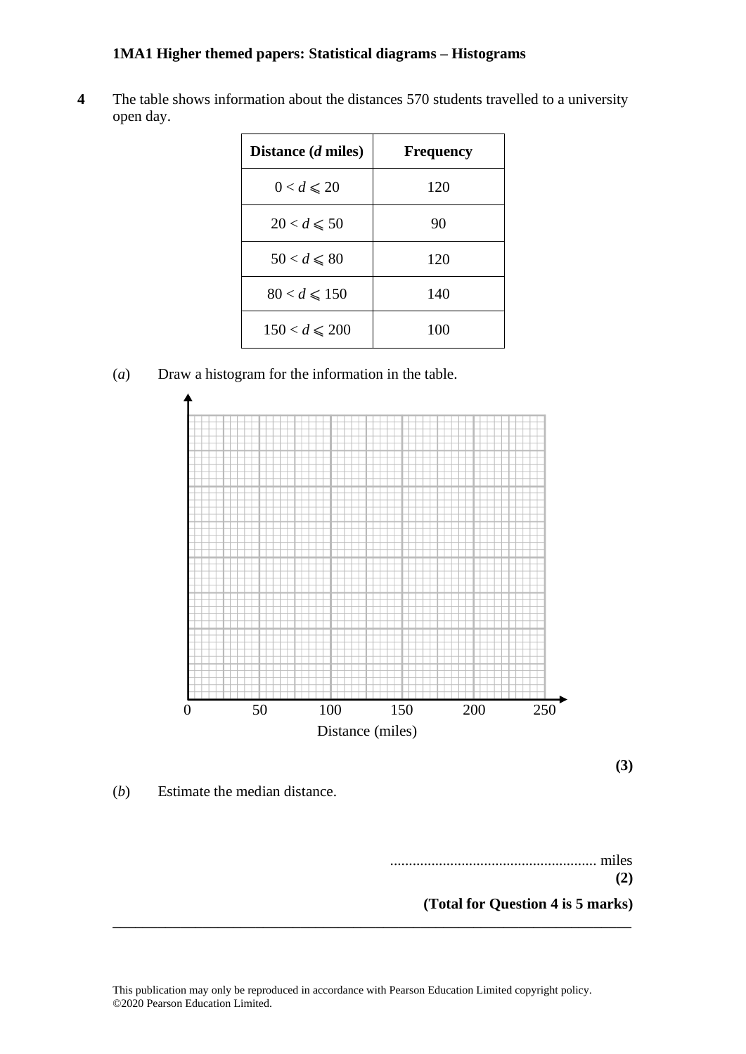**4** The table shows information about the distances 570 students travelled to a university open day.

| Distance (*d* miles) | Frequency |
|---|---|
| $0 < d \leqslant 20$ | 120 |
| $20 < d \leqslant 50$ | 90 |
| $50 < d \leqslant 80$ | 120 |
| $80 < d \leqslant 150$ | 140 |
| $150 < d \leqslant 200$ | 100 |

(*a*) Draw a histogram for the information in the table.

0 50 100 150 200 250

Distance (miles)

**(3)**

(*b*) Estimate the median distance.

....................................................... miles

**(2)**

**(Total for Question 4 is 5 marks)**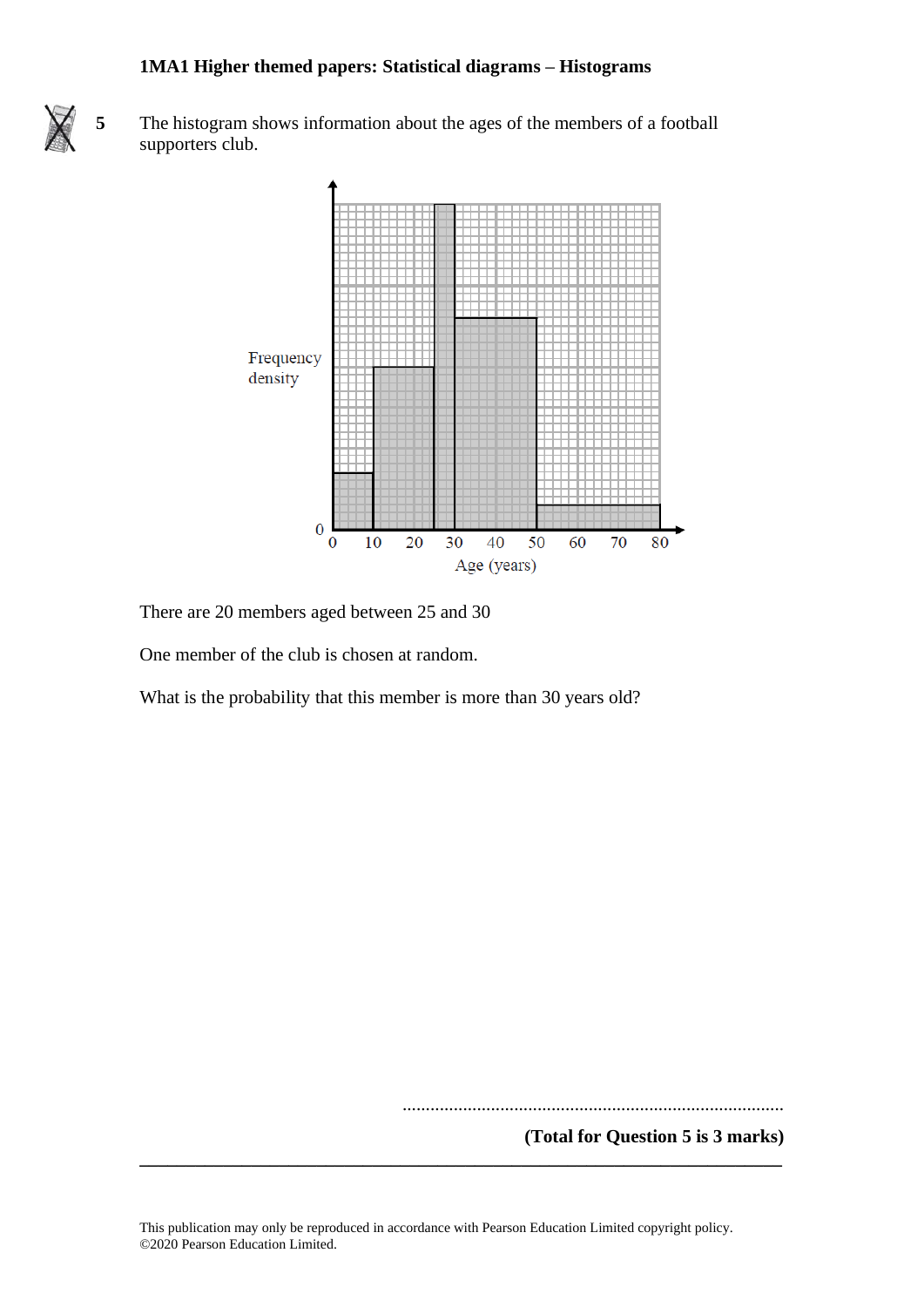# 1MA1 Higher themed papers: Statistical diagrams – Histograms

**5** The histogram shows information about the ages of the members of a football supporters club.

There are 20 members aged between 25 and 30

One member of the club is chosen at random.

What is the probability that this member is more than 30 years old?

..................................................................................

**(Total for Question 5 is 3 marks)**

---

This publication may only be reproduced in accordance with Pearson Education Limited copyright policy.
©2020 Pearson Education Limited.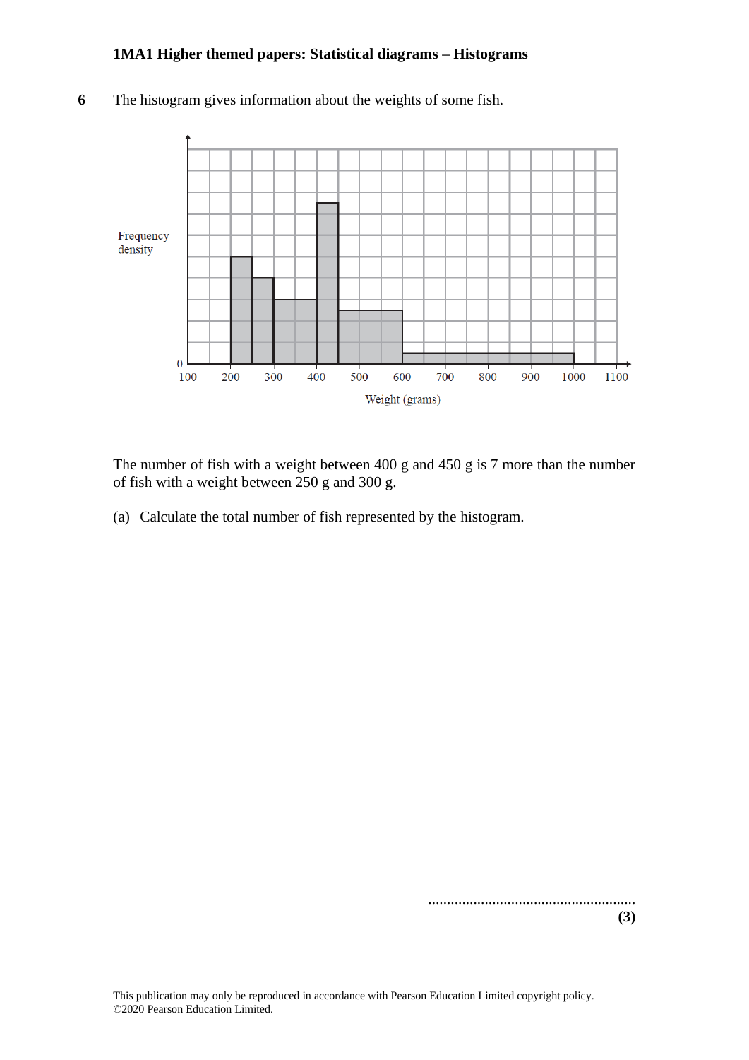**6** The histogram gives information about the weights of some fish.

The number of fish with a weight between 400 g and 450 g is 7 more than the number of fish with a weight between 250 g and 300 g.

(a) Calculate the total number of fish represented by the histogram.

......................................................

**(3)**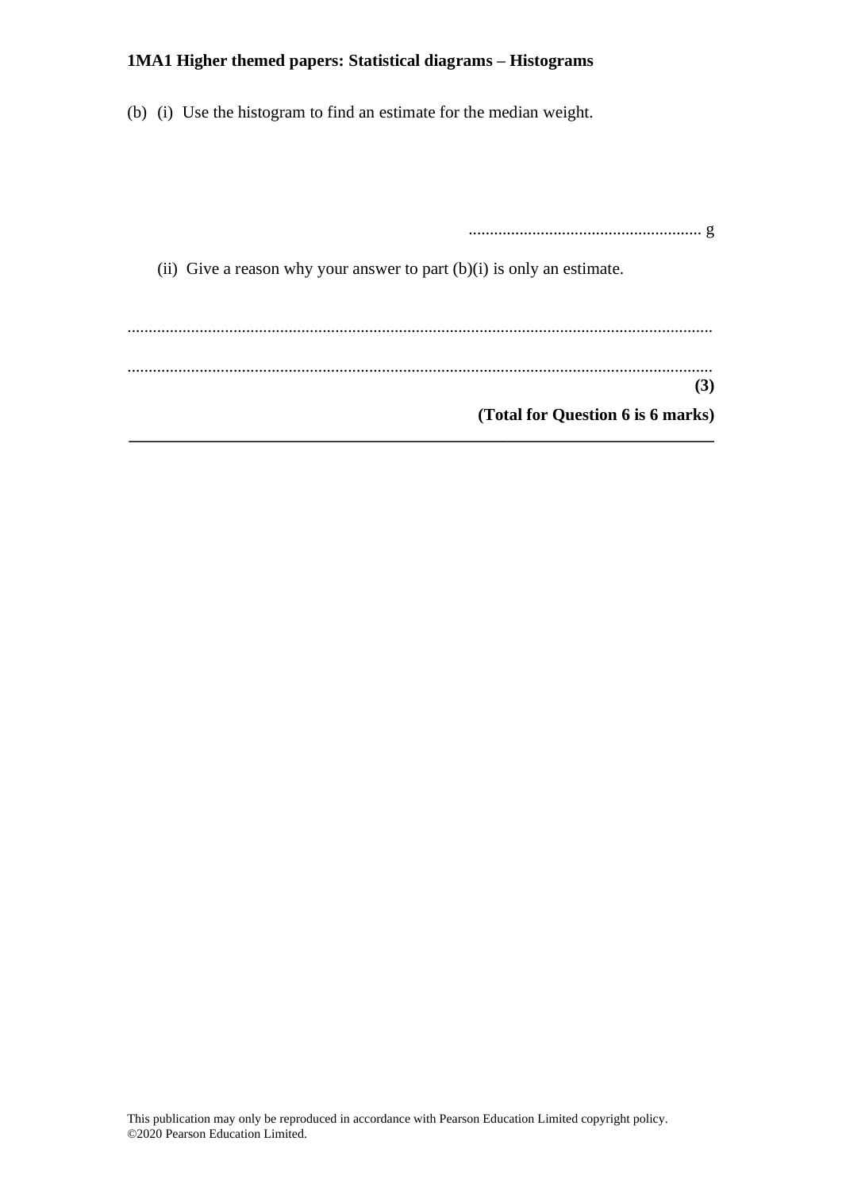(b) (i) Use the histogram to find an estimate for the median weight.

........................................................ g

(ii) Give a reason why your answer to part (b)(i) is only an estimate.

..........................................................................................................................................

..........................................................................................................................................

**(3)**

**(Total for Question 6 is 6 marks)**

---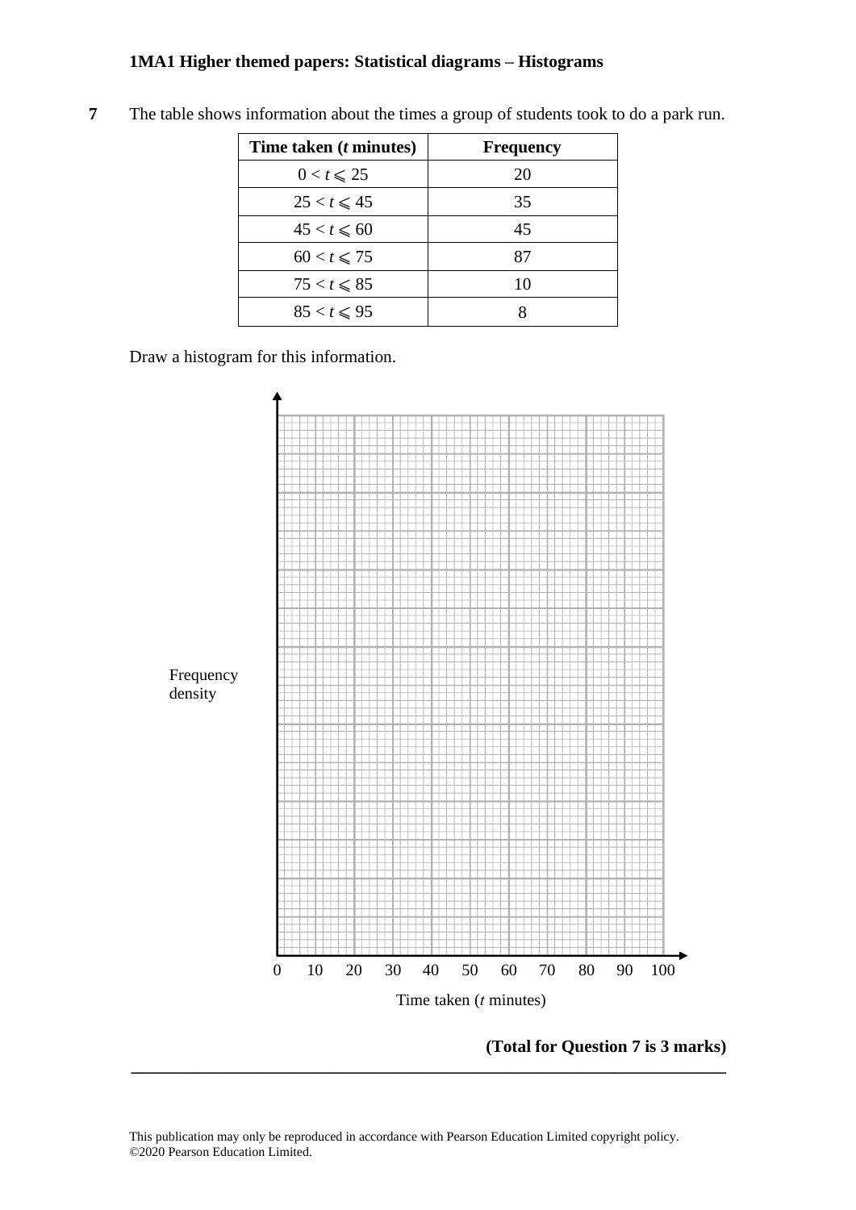**7** The table shows information about the times a group of students took to do a park run.

| Time taken ($t$ minutes) | Frequency |
|---|---|
| $0 < t \leqslant 25$ | 20 |
| $25 < t \leqslant 45$ | 35 |
| $45 < t \leqslant 60$ | 45 |
| $60 < t \leqslant 75$ | 87 |
| $75 < t \leqslant 85$ | 10 |
| $85 < t \leqslant 95$ | 8 |

Draw a histogram for this information.

Frequency density

0 10 20 30 40 50 60 70 80 90 100

Time taken ($t$ minutes)

**(Total for Question 7 is 3 marks)**

---

This publication may only be reproduced in accordance with Pearson Education Limited copyright policy.
©2020 Pearson Education Limited.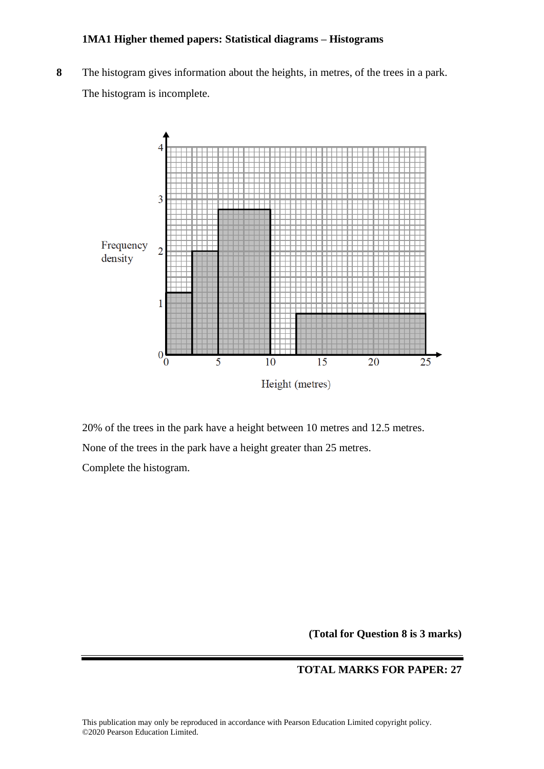**8** The histogram gives information about the heights, in metres, of the trees in a park.

The histogram is incomplete.

4
3
2
1
0
Frequency density
0
5
10
15
20
25
Height (metres)

20% of the trees in the park have a height between 10 metres and 12.5 metres.

None of the trees in the park have a height greater than 25 metres.

Complete the histogram.

**(Total for Question 8 is 3 marks)**

---

**TOTAL MARKS FOR PAPER: 27**

This publication may only be reproduced in accordance with Pearson Education Limited copyright policy.
©2020 Pearson Education Limited.